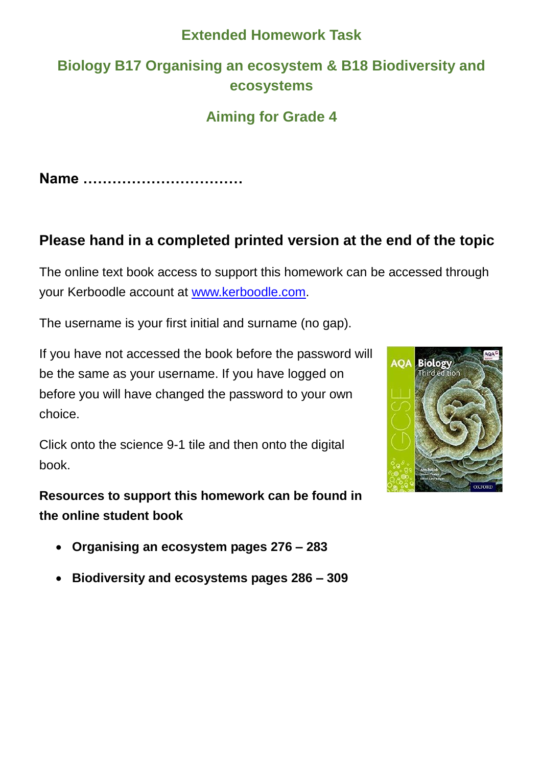# Extended Homework Task

## Biology B17 Organising an ecosystem & B18 Biodiversity and ecosystems

## Aiming for Grade 4

**Name ……………………………**

### Please hand in a completed printed version at the end of the topic

The online text book access to support this homework can be accessed through your Kerboodle account at [www.kerboodle.com](http://www.kerboodle.com).

The username is your first initial and surname (no gap).

If you have not accessed the book before the password will be the same as your username. If you have logged on before you will have changed the password to your own choice.

Click onto the science 9-1 tile and then onto the digital book.

**Resources to support this homework can be found in the online student book**

- **Organising an ecosystem pages 276 – 283**
- **Biodiversity and ecosystems pages 286 – 309**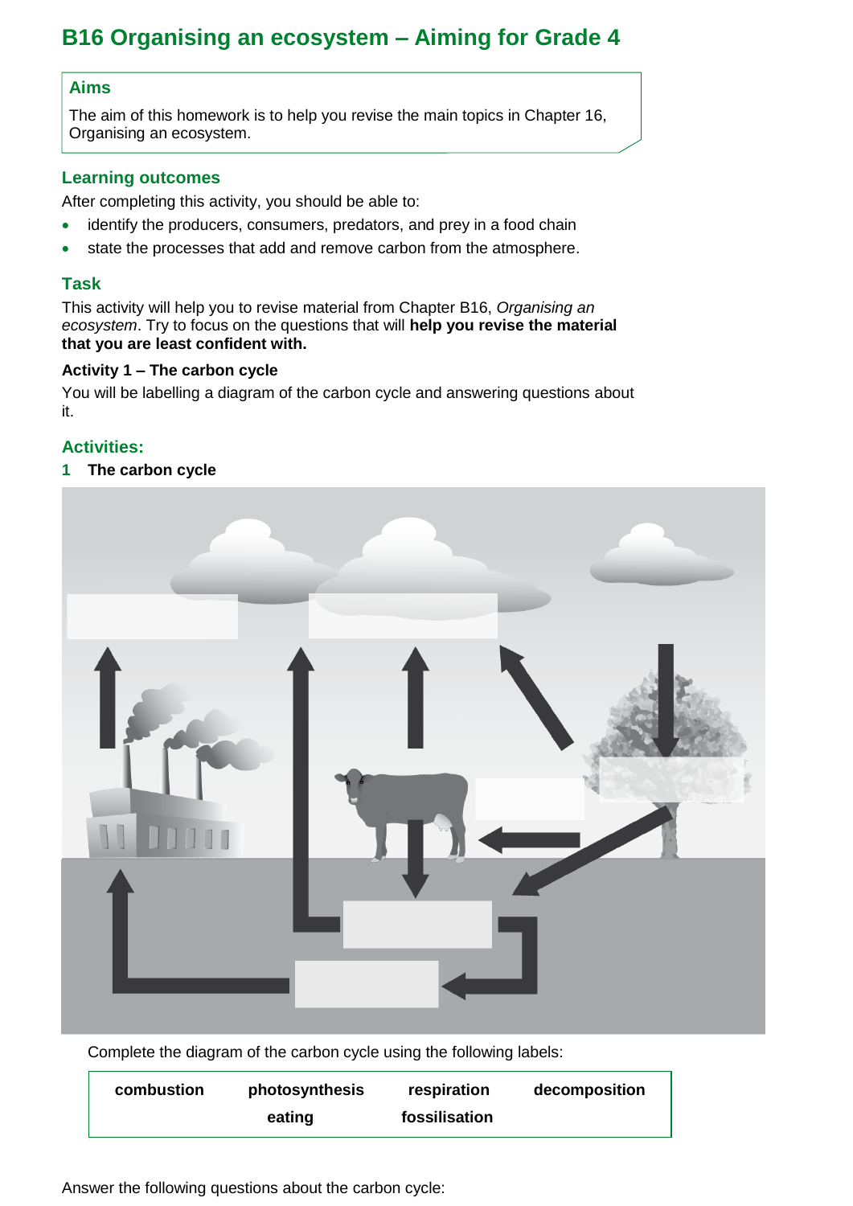# B16 Organising an ecosystem – Aiming for Grade 4

## Aims

The aim of this homework is to help you revise the main topics in Chapter 16, Organising an ecosystem.

## Learning outcomes

After completing this activity, you should be able to:

- identify the producers, consumers, predators, and prey in a food chain
- state the processes that add and remove carbon from the atmosphere.

## Task

This activity will help you to revise material from Chapter B16, *Organising an ecosystem*. Try to focus on the questions that will **help you revise the material that you are least confident with.**

### Activity 1 – The carbon cycle

You will be labelling a diagram of the carbon cycle and answering questions about it.

## Activities:

**1 The carbon cycle**

Complete the diagram of the carbon cycle using the following labels:

| combustion | photosynthesis | respiration | decomposition |
|---|---|---|---|
| | eating | fossilisation | |

Answer the following questions about the carbon cycle: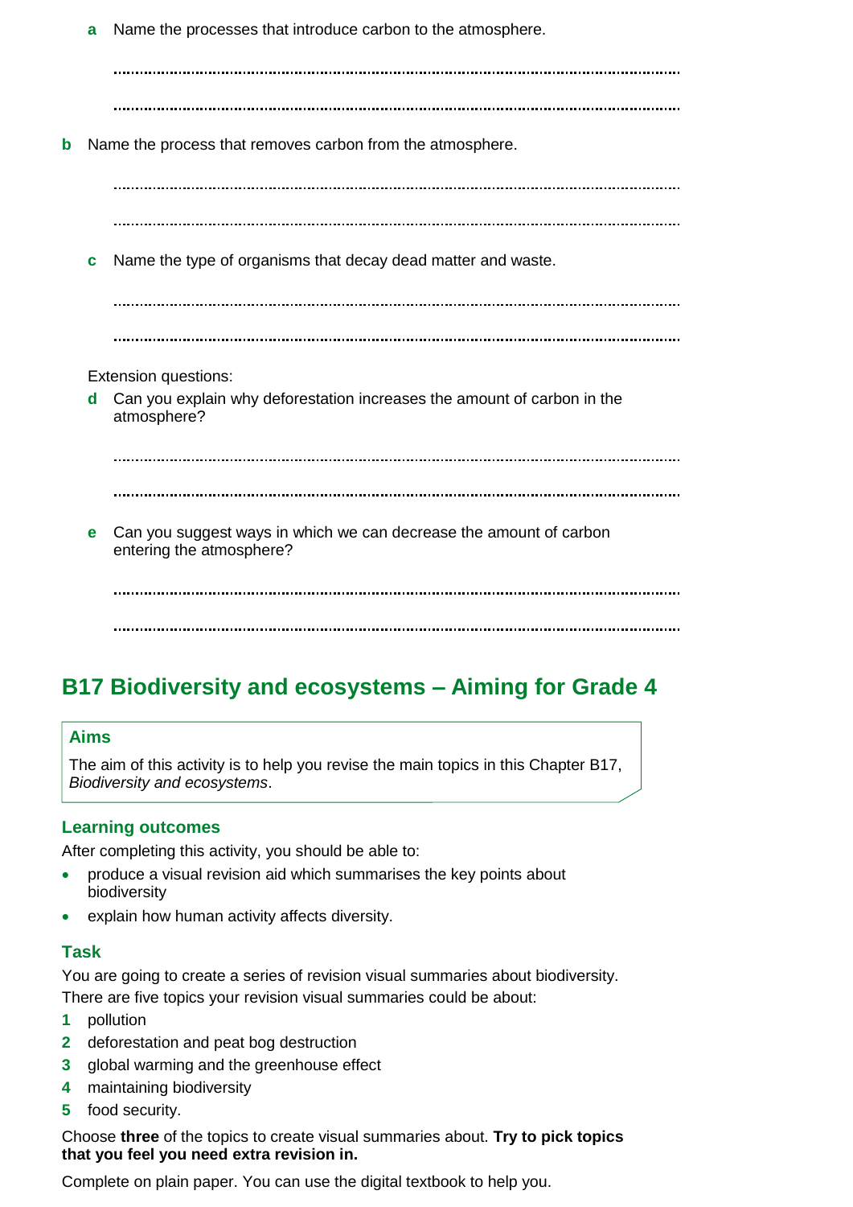**a** Name the processes that introduce carbon to the atmosphere.

.......................................................................................................................................

.......................................................................................................................................

**b** Name the process that removes carbon from the atmosphere.

.......................................................................................................................................

.......................................................................................................................................

**c** Name the type of organisms that decay dead matter and waste.

.......................................................................................................................................

.......................................................................................................................................

Extension questions:

**d** Can you explain why deforestation increases the amount of carbon in the atmosphere?

.......................................................................................................................................

.......................................................................................................................................

**e** Can you suggest ways in which we can decrease the amount of carbon entering the atmosphere?

.......................................................................................................................................

.......................................................................................................................................

## B17 Biodiversity and ecosystems – Aiming for Grade 4

### Aims

The aim of this activity is to help you revise the main topics in this Chapter B17, *Biodiversity and ecosystems*.

### Learning outcomes

After completing this activity, you should be able to:

- produce a visual revision aid which summarises the key points about biodiversity
- explain how human activity affects diversity.

### Task

You are going to create a series of revision visual summaries about biodiversity. There are five topics your revision visual summaries could be about:

1. pollution
2. deforestation and peat bog destruction
3. global warming and the greenhouse effect
4. maintaining biodiversity
5. food security.

Choose **three** of the topics to create visual summaries about. **Try to pick topics that you feel you need extra revision in.**

Complete on plain paper. You can use the digital textbook to help you.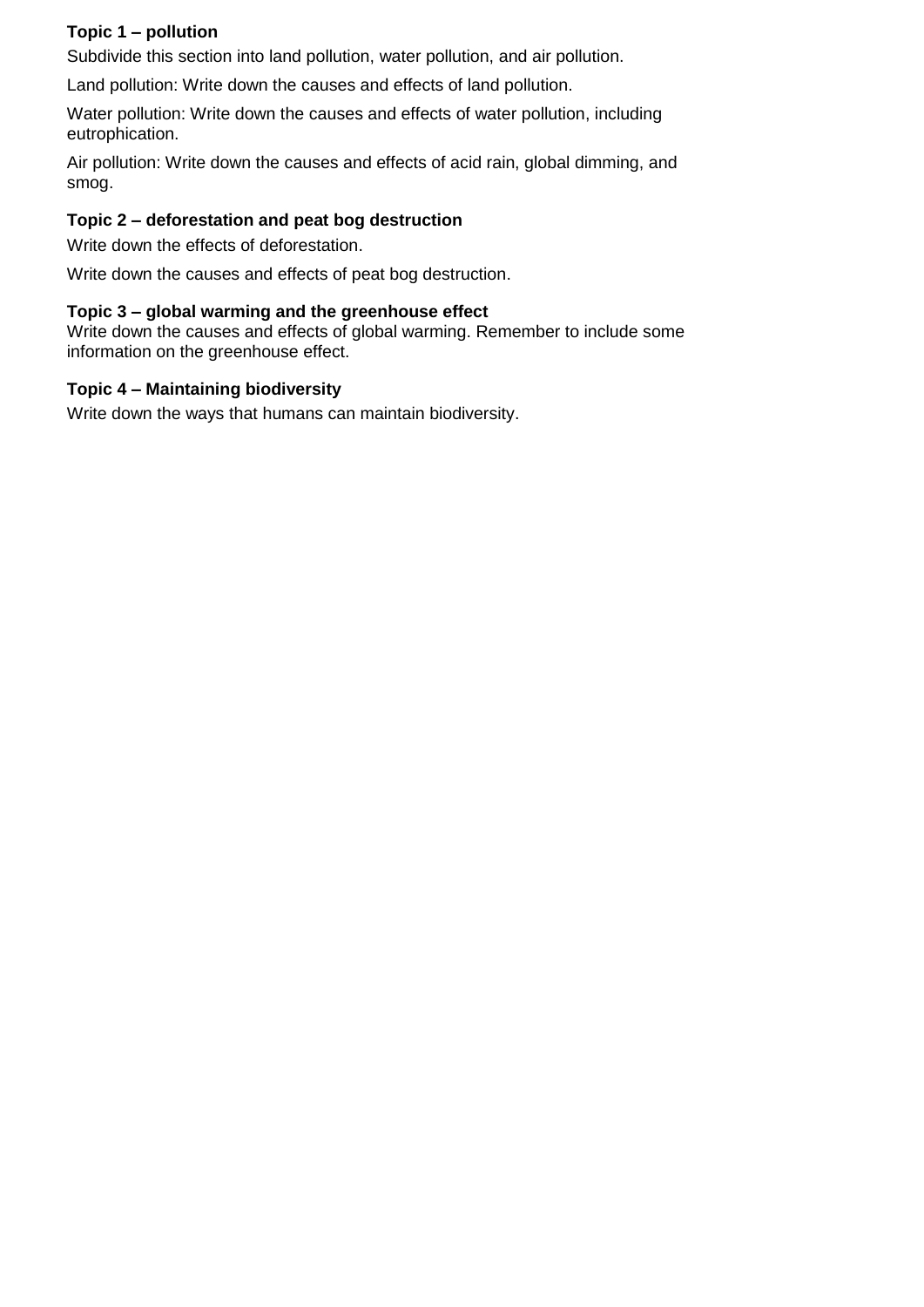**Topic 1 – pollution**

Subdivide this section into land pollution, water pollution, and air pollution.

Land pollution: Write down the causes and effects of land pollution.

Water pollution: Write down the causes and effects of water pollution, including eutrophication.

Air pollution: Write down the causes and effects of acid rain, global dimming, and smog.

**Topic 2 – deforestation and peat bog destruction**

Write down the effects of deforestation.

Write down the causes and effects of peat bog destruction.

**Topic 3 – global warming and the greenhouse effect**

Write down the causes and effects of global warming. Remember to include some information on the greenhouse effect.

**Topic 4 – Maintaining biodiversity**

Write down the ways that humans can maintain biodiversity.